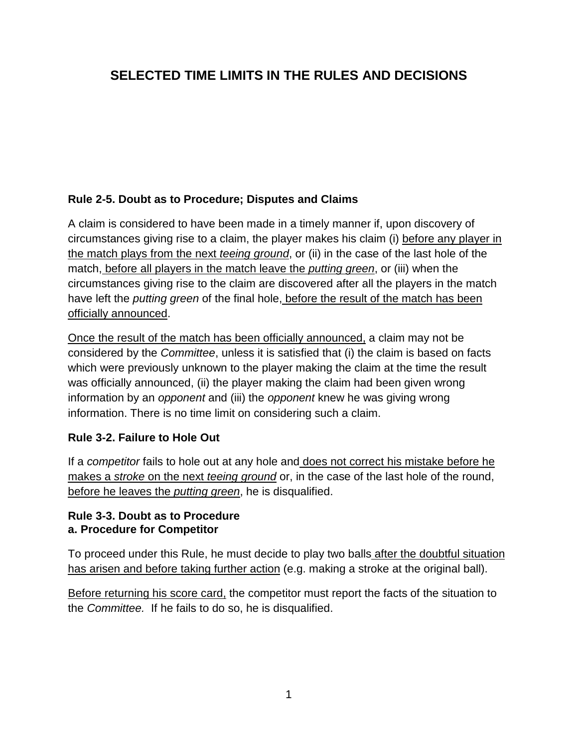# SELECTED TIME LIMITS IN THE RULES AND DECISIONS

**Rule 2-5. Doubt as to Procedure; Disputes and Claims**

A claim is considered to have been made in a timely manner if, upon discovery of circumstances giving rise to a claim, the player makes his claim (i) <u>before any player in the match plays from the next *teeing ground*</u>, or (ii) in the case of the last hole of the match, <u>before all players in the match leave the *putting green*</u>, or (iii) when the circumstances giving rise to the claim are discovered after all the players in the match have left the *putting green* of the final hole, <u>before the result of the match has been officially announced</u>.

<u>Once the result of the match has been officially announced,</u> a claim may not be considered by the *Committee*, unless it is satisfied that (i) the claim is based on facts which were previously unknown to the player making the claim at the time the result was officially announced, (ii) the player making the claim had been given wrong information by an *opponent* and (iii) the *opponent* knew he was giving wrong information. There is no time limit on considering such a claim.

**Rule 3-2. Failure to Hole Out**

If a *competitor* fails to hole out at any hole and <u>does not correct his mistake before he makes a *stroke* on the next *teeing ground*</u> or, in the case of the last hole of the round, <u>before he leaves the *putting green*</u>, he is disqualified.

**Rule 3-3. Doubt as to Procedure**
**a. Procedure for Competitor**

To proceed under this Rule, he must decide to play two balls <u>after the doubtful situation has arisen and before taking further action</u> (e.g. making a stroke at the original ball).

<u>Before returning his score card,</u> the competitor must report the facts of the situation to the *Committee.* If he fails to do so, he is disqualified.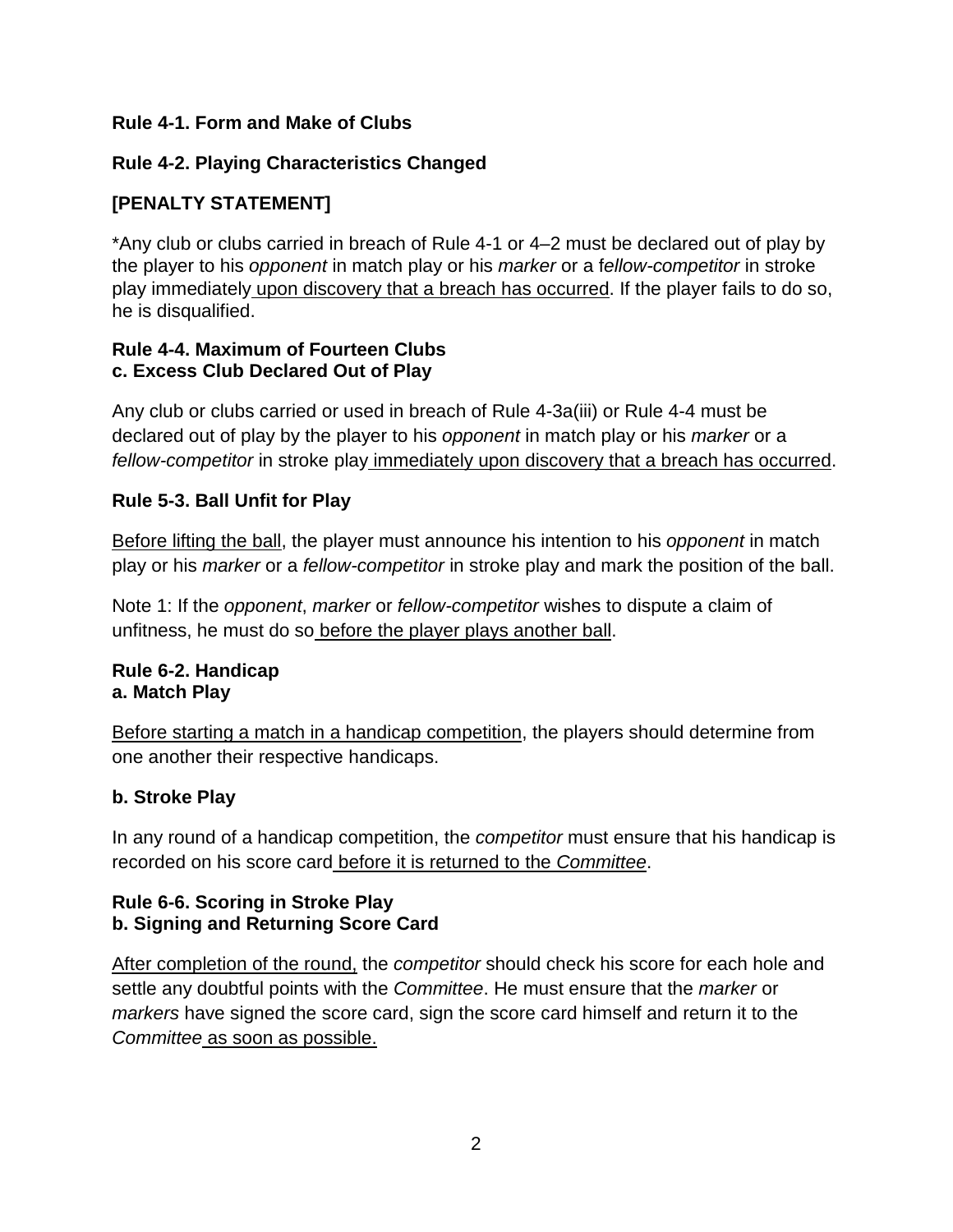**Rule 4-1. Form and Make of Clubs**

**Rule 4-2. Playing Characteristics Changed**

**[PENALTY STATEMENT]**

*Any club or clubs carried in breach of Rule 4-1 or 4–2 must be declared out of play by the player to his *opponent* in match play or his *marker* or a f*ellow-competitor* in stroke play immediately <u>upon discovery that a breach has occurred</u>. If the player fails to do so, he is disqualified.

**Rule 4-4. Maximum of Fourteen Clubs**
**c. Excess Club Declared Out of Play**

Any club or clubs carried or used in breach of Rule 4-3a(iii) or Rule 4-4 must be declared out of play by the player to his *opponent* in match play or his *marker* or a *fellow-competitor* in stroke play <u>immediately upon discovery that a breach has occurred</u>.

**Rule 5-3. Ball Unfit for Play**

<u>Before lifting the ball</u>, the player must announce his intention to his *opponent* in match play or his *marker* or a *fellow-competitor* in stroke play and mark the position of the ball.

Note 1: If the *opponent*, *marker* or *fellow-competitor* wishes to dispute a claim of unfitness, he must do so <u>before the player plays another ball</u>.

**Rule 6-2. Handicap**
**a. Match Play**

<u>Before starting a match in a handicap competition</u>, the players should determine from one another their respective handicaps.

**b. Stroke Play**

In any round of a handicap competition, the *competitor* must ensure that his handicap is recorded on his score card <u>before it is returned to the *Committee*</u>.

**Rule 6-6. Scoring in Stroke Play**
**b. Signing and Returning Score Card**

<u>After completion of the round,</u> the *competitor* should check his score for each hole and settle any doubtful points with the *Committee*. He must ensure that the *marker* or *markers* have signed the score card, sign the score card himself and return it to the *Committee* <u>as soon as possible.</u>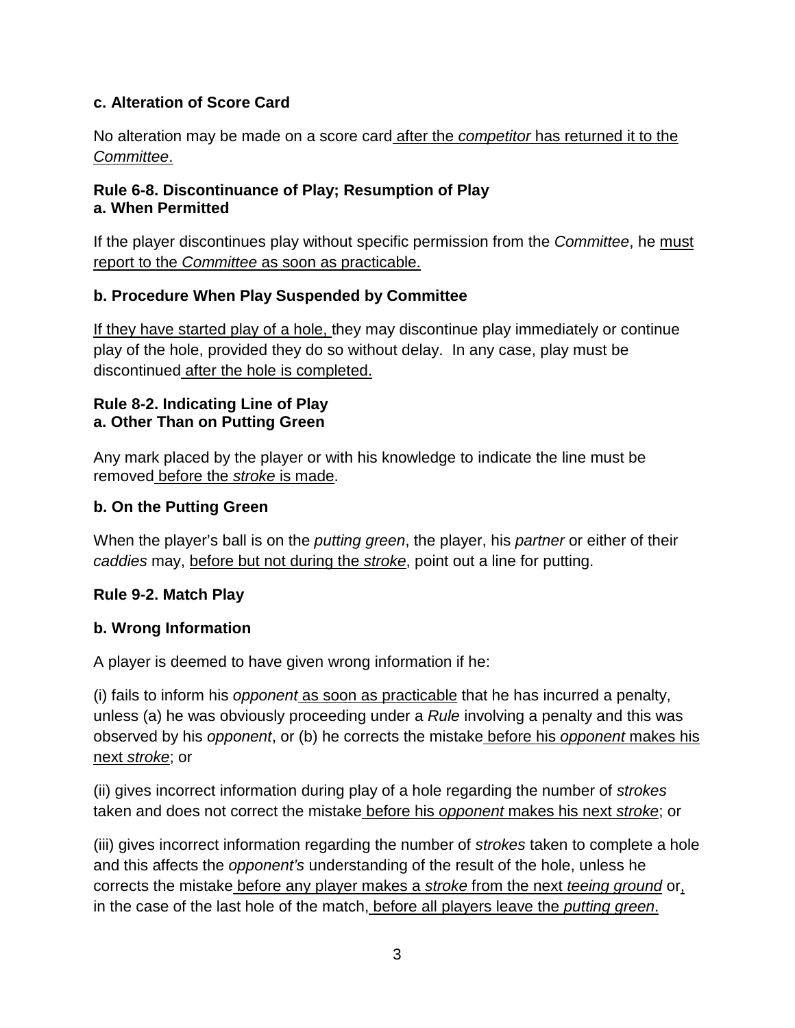**c. Alteration of Score Card**

No alteration may be made on a score card <u>after the *competitor* has returned it to the *Committee*.</u>

**Rule 6-8. Discontinuance of Play; Resumption of Play**
**a. When Permitted**

If the player discontinues play without specific permission from the *Committee*, he <u>must report to the *Committee* as soon as practicable.</u>

**b. Procedure When Play Suspended by Committee**

<u>If they have started play of a hole,</u> they may discontinue play immediately or continue play of the hole, provided they do so without delay. In any case, play must be discontinued <u>after the hole is completed.</u>

**Rule 8-2. Indicating Line of Play**
**a. Other Than on Putting Green**

Any mark placed by the player or with his knowledge to indicate the line must be removed <u>before the *stroke* is made</u>.

**b. On the Putting Green**

When the player's ball is on the *putting green*, the player, his *partner* or either of their *caddies* may, <u>before but not during the *stroke*</u>, point out a line for putting.

**Rule 9-2. Match Play**

**b. Wrong Information**

A player is deemed to have given wrong information if he:

(i) fails to inform his *opponent* <u>as soon as practicable</u> that he has incurred a penalty, unless (a) he was obviously proceeding under a *Rule* involving a penalty and this was observed by his *opponent*, or (b) he corrects the mistake <u>before his *opponent* makes his next *stroke*</u>; or

(ii) gives incorrect information during play of a hole regarding the number of *strokes* taken and does not correct the mistake <u>before his *opponent* makes his next *stroke*</u>; or

(iii) gives incorrect information regarding the number of *strokes* taken to complete a hole and this affects the *opponent's* understanding of the result of the hole, unless he corrects the mistake <u>before any player makes a *stroke* from the next *teeing ground*</u> or, in the case of the last hole of the match, <u>before all players leave the *putting green*</u>.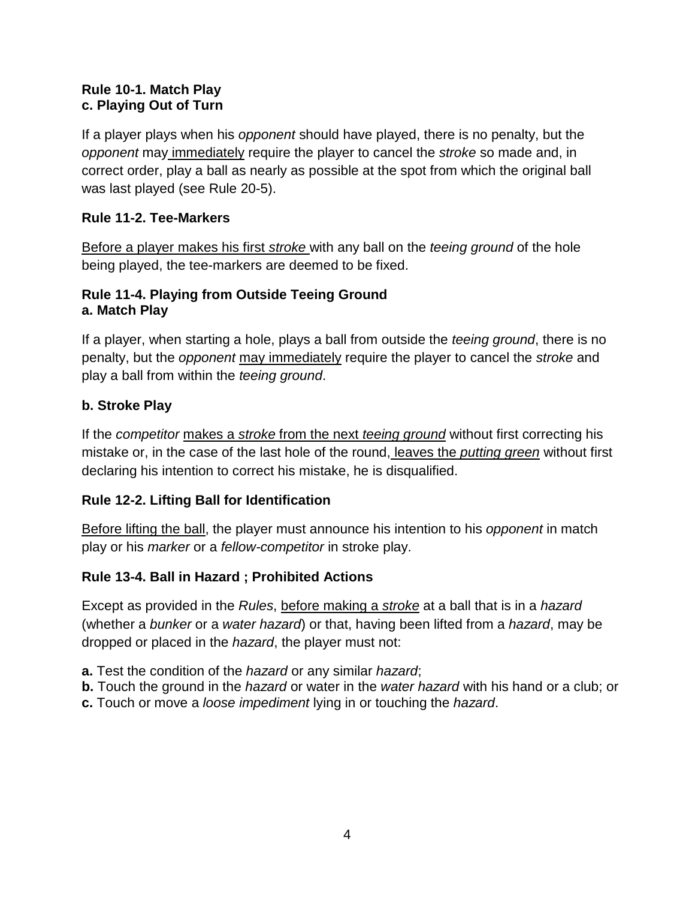**Rule 10-1. Match Play**
**c. Playing Out of Turn**

If a player plays when his *opponent* should have played, there is no penalty, but the *opponent* may <u>immediately</u> require the player to cancel the *stroke* so made and, in correct order, play a ball as nearly as possible at the spot from which the original ball was last played (see Rule 20-5).

**Rule 11-2. Tee-Markers**

<u>Before a player makes his first *stroke*</u> with any ball on the *teeing ground* of the hole being played, the tee-markers are deemed to be fixed.

**Rule 11-4. Playing from Outside Teeing Ground**
**a. Match Play**

If a player, when starting a hole, plays a ball from outside the *teeing ground*, there is no penalty, but the *opponent* <u>may immediately</u> require the player to cancel the *stroke* and play a ball from within the *teeing ground*.

**b. Stroke Play**

If the *competitor* <u>makes a *stroke* from the next *teeing ground*</u> without first correcting his mistake or, in the case of the last hole of the round, <u>leaves the *putting green*</u> without first declaring his intention to correct his mistake, he is disqualified.

**Rule 12-2. Lifting Ball for Identification**

<u>Before lifting the ball</u>, the player must announce his intention to his *opponent* in match play or his *marker* or a *fellow-competitor* in stroke play.

**Rule 13-4. Ball in Hazard ; Prohibited Actions**

Except as provided in the *Rules*, <u>before making a *stroke*</u> at a ball that is in a *hazard* (whether a *bunker* or a *water hazard*) or that, having been lifted from a *hazard*, may be dropped or placed in the *hazard*, the player must not:

**a.** Test the condition of the *hazard* or any similar *hazard*;
**b.** Touch the ground in the *hazard* or water in the *water hazard* with his hand or a club; or
**c.** Touch or move a *loose impediment* lying in or touching the *hazard*.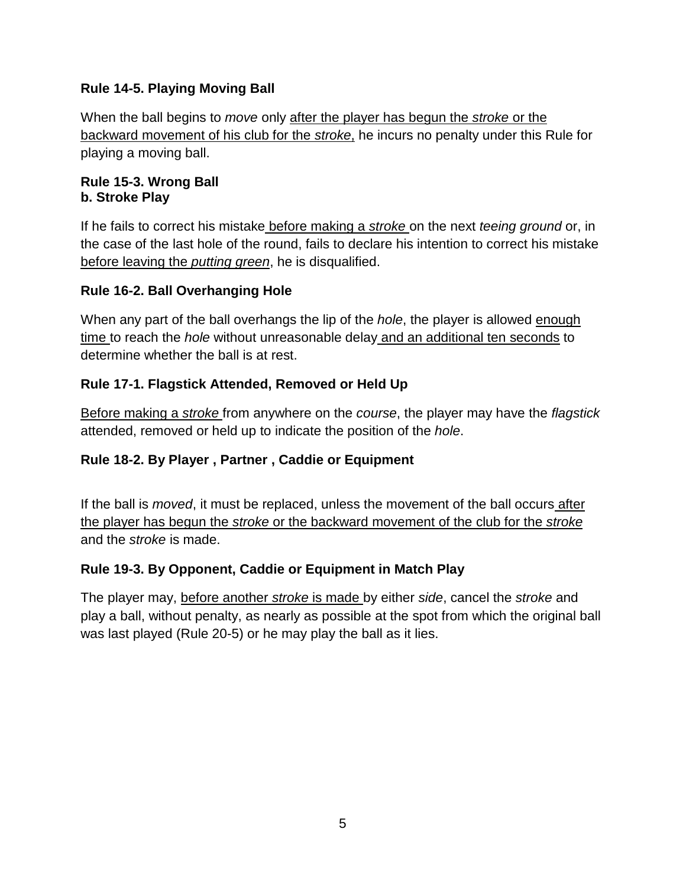**Rule 14-5. Playing Moving Ball**

When the ball begins to *move* only <u>after the player has begun the *stroke* or the backward movement of his club for the *stroke*,</u> he incurs no penalty under this Rule for playing a moving ball.

**Rule 15-3. Wrong Ball**
**b. Stroke Play**

If he fails to correct his mistake <u>before making a *stroke*</u> on the next *teeing ground* or, in the case of the last hole of the round, fails to declare his intention to correct his mistake <u>before leaving the *putting green*</u>, he is disqualified.

**Rule 16-2. Ball Overhanging Hole**

When any part of the ball overhangs the lip of the *hole*, the player is allowed <u>enough time</u> to reach the *hole* without unreasonable delay <u>and an additional ten seconds</u> to determine whether the ball is at rest.

**Rule 17-1. Flagstick Attended, Removed or Held Up**

<u>Before making a *stroke*</u> from anywhere on the *course*, the player may have the *flagstick* attended, removed or held up to indicate the position of the *hole*.

**Rule 18-2. By Player , Partner , Caddie or Equipment**

If the ball is *moved*, it must be replaced, unless the movement of the ball occurs <u>after the player has begun the *stroke* or the backward movement of the club for the *stroke*</u> and the *stroke* is made.

**Rule 19-3. By Opponent, Caddie or Equipment in Match Play**

The player may, <u>before another *stroke* is made</u> by either *side*, cancel the *stroke* and play a ball, without penalty, as nearly as possible at the spot from which the original ball was last played (Rule 20-5) or he may play the ball as it lies.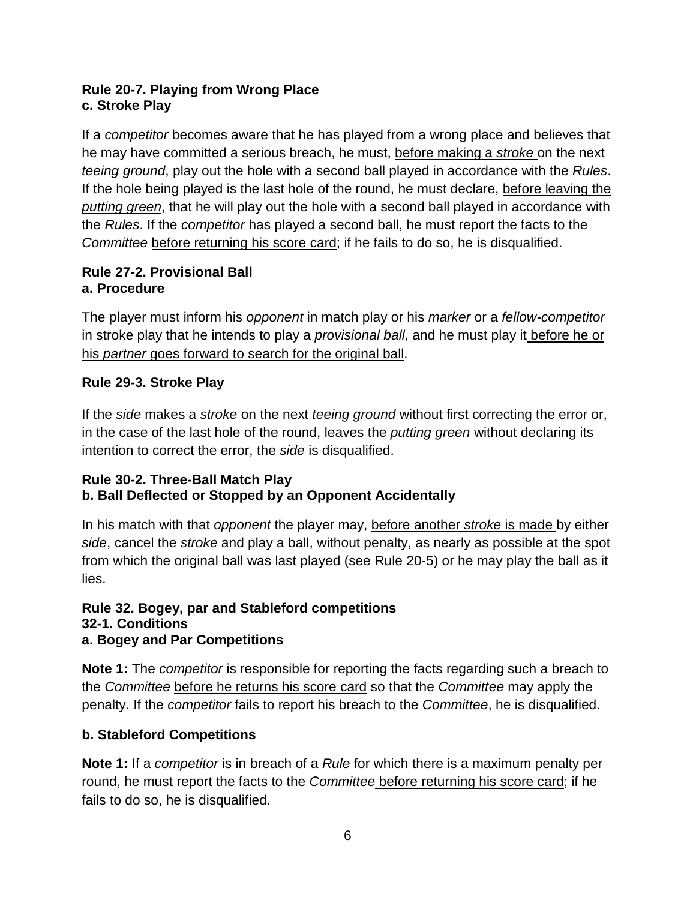**Rule 20-7. Playing from Wrong Place**
**c. Stroke Play**

If a *competitor* becomes aware that he has played from a wrong place and believes that he may have committed a serious breach, he must, <u>before making a *stroke*</u> on the next *teeing ground*, play out the hole with a second ball played in accordance with the *Rules*. If the hole being played is the last hole of the round, he must declare, <u>before leaving the *putting green*</u>, that he will play out the hole with a second ball played in accordance with the *Rules*. If the *competitor* has played a second ball, he must report the facts to the *Committee* <u>before returning his score card</u>; if he fails to do so, he is disqualified.

**Rule 27-2. Provisional Ball**
**a. Procedure**

The player must inform his *opponent* in match play or his *marker* or a *fellow-competitor* in stroke play that he intends to play a *provisional ball*, and he must play it <u>before he or his *partner* goes forward to search for the original ball</u>.

**Rule 29-3. Stroke Play**

If the *side* makes a *stroke* on the next *teeing ground* without first correcting the error or, in the case of the last hole of the round, <u>leaves the *putting green*</u> without declaring its intention to correct the error, the *side* is disqualified.

**Rule 30-2. Three-Ball Match Play**
**b. Ball Deflected or Stopped by an Opponent Accidentally**

In his match with that *opponent* the player may, <u>before another *stroke* is made</u> by either *side*, cancel the *stroke* and play a ball, without penalty, as nearly as possible at the spot from which the original ball was last played (see Rule 20-5) or he may play the ball as it lies.

**Rule 32. Bogey, par and Stableford competitions**
**32-1. Conditions**
**a. Bogey and Par Competitions**

**Note 1:** The *competitor* is responsible for reporting the facts regarding such a breach to the *Committee* <u>before he returns his score card</u> so that the *Committee* may apply the penalty. If the *competitor* fails to report his breach to the *Committee*, he is disqualified.

**b. Stableford Competitions**

**Note 1:** If a *competitor* is in breach of a *Rule* for which there is a maximum penalty per round, he must report the facts to the *Committee* <u>before returning his score card</u>; if he fails to do so, he is disqualified.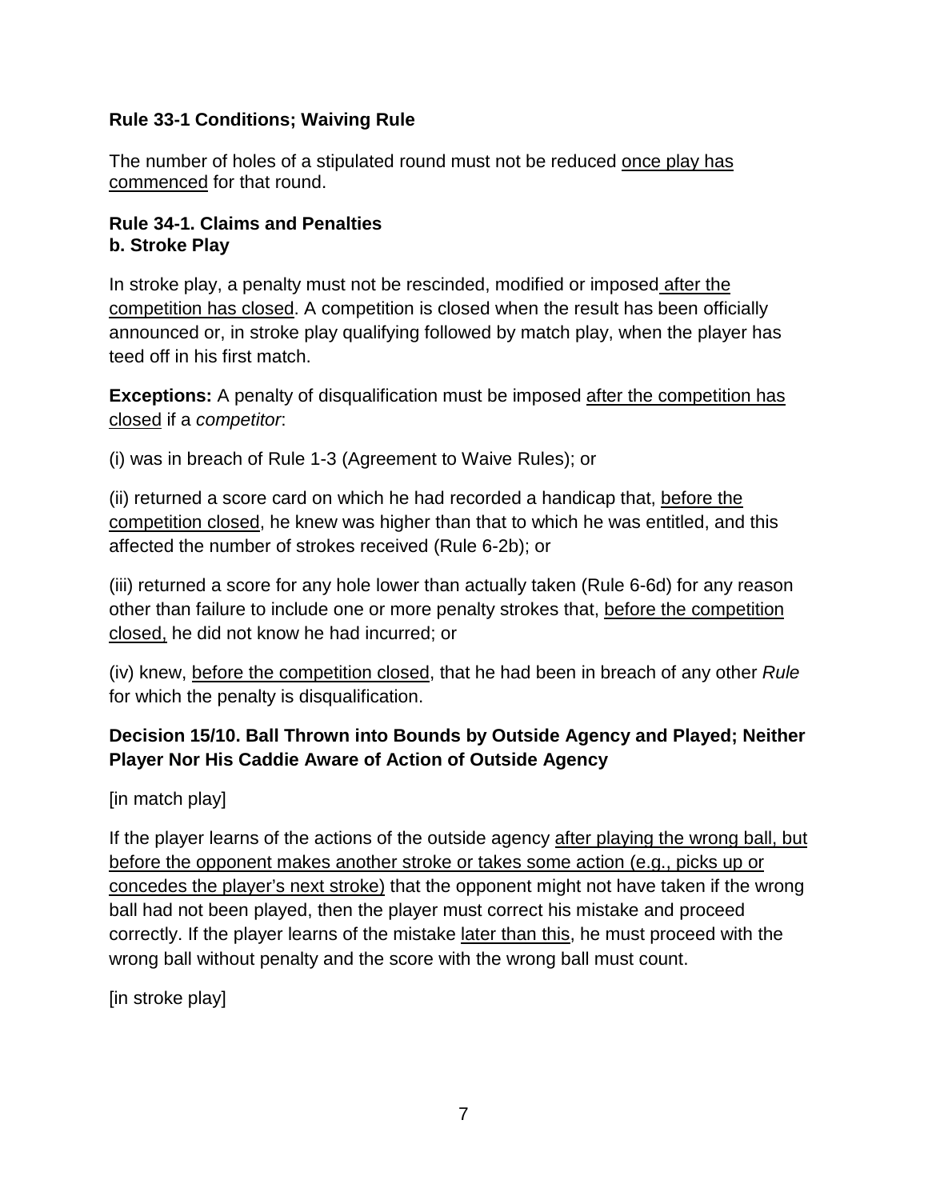**Rule 33-1 Conditions; Waiving Rule**

The number of holes of a stipulated round must not be reduced <u>once play has commenced</u> for that round.

**Rule 34-1. Claims and Penalties**
**b. Stroke Play**

In stroke play, a penalty must not be rescinded, modified or imposed <u>after the competition has closed</u>. A competition is closed when the result has been officially announced or, in stroke play qualifying followed by match play, when the player has teed off in his first match.

**Exceptions:** A penalty of disqualification must be imposed <u>after the competition has closed</u> if a *competitor*:

(i) was in breach of Rule 1-3 (Agreement to Waive Rules); or

(ii) returned a score card on which he had recorded a handicap that, <u>before the competition closed</u>, he knew was higher than that to which he was entitled, and this affected the number of strokes received (Rule 6-2b); or

(iii) returned a score for any hole lower than actually taken (Rule 6-6d) for any reason other than failure to include one or more penalty strokes that, <u>before the competition closed,</u> he did not know he had incurred; or

(iv) knew, <u>before the competition closed</u>, that he had been in breach of any other *Rule* for which the penalty is disqualification.

**Decision 15/10. Ball Thrown into Bounds by Outside Agency and Played; Neither Player Nor His Caddie Aware of Action of Outside Agency**

[in match play]

If the player learns of the actions of the outside agency <u>after playing the wrong ball, but before the opponent makes another stroke or takes some action (e.g., picks up or concedes the player's next stroke)</u> that the opponent might not have taken if the wrong ball had not been played, then the player must correct his mistake and proceed correctly. If the player learns of the mistake <u>later than this</u>, he must proceed with the wrong ball without penalty and the score with the wrong ball must count.

[in stroke play]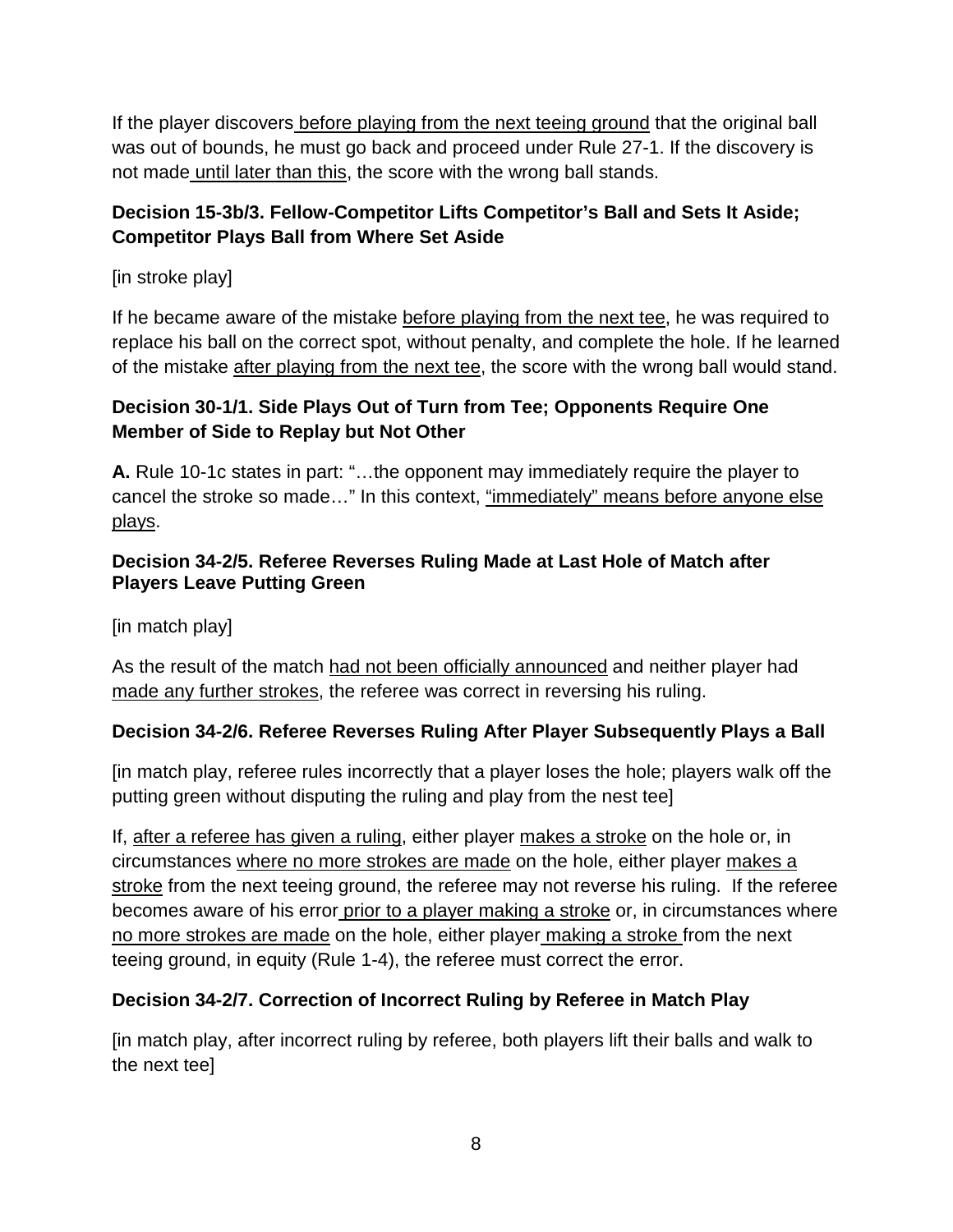If the player discovers <u>before playing from the next teeing ground</u> that the original ball was out of bounds, he must go back and proceed under Rule 27-1. If the discovery is not made <u>until later than this</u>, the score with the wrong ball stands.

**Decision 15-3b/3. Fellow-Competitor Lifts Competitor's Ball and Sets It Aside; Competitor Plays Ball from Where Set Aside**

[in stroke play]

If he became aware of the mistake <u>before playing from the next tee</u>, he was required to replace his ball on the correct spot, without penalty, and complete the hole. If he learned of the mistake <u>after playing from the next tee</u>, the score with the wrong ball would stand.

**Decision 30-1/1. Side Plays Out of Turn from Tee; Opponents Require One Member of Side to Replay but Not Other**

**A.** Rule 10-1c states in part: "…the opponent may immediately require the player to cancel the stroke so made…" In this context, <u>"immediately" means before anyone else plays</u>.

**Decision 34-2/5. Referee Reverses Ruling Made at Last Hole of Match after Players Leave Putting Green**

[in match play]

As the result of the match <u>had not been officially announced</u> and neither player had <u>made any further strokes</u>, the referee was correct in reversing his ruling.

**Decision 34-2/6. Referee Reverses Ruling After Player Subsequently Plays a Ball**

[in match play, referee rules incorrectly that a player loses the hole; players walk off the putting green without disputing the ruling and play from the nest tee]

If, <u>after a referee has given a ruling</u>, either player <u>makes a stroke</u> on the hole or, in circumstances <u>where no more strokes are made</u> on the hole, either player <u>makes a stroke</u> from the next teeing ground, the referee may not reverse his ruling. If the referee becomes aware of his error <u>prior to a player making a stroke</u> or, in circumstances where <u>no more strokes are made</u> on the hole, either player <u>making a stroke</u> from the next teeing ground, in equity (Rule 1-4), the referee must correct the error.

**Decision 34-2/7. Correction of Incorrect Ruling by Referee in Match Play**

[in match play, after incorrect ruling by referee, both players lift their balls and walk to the next tee]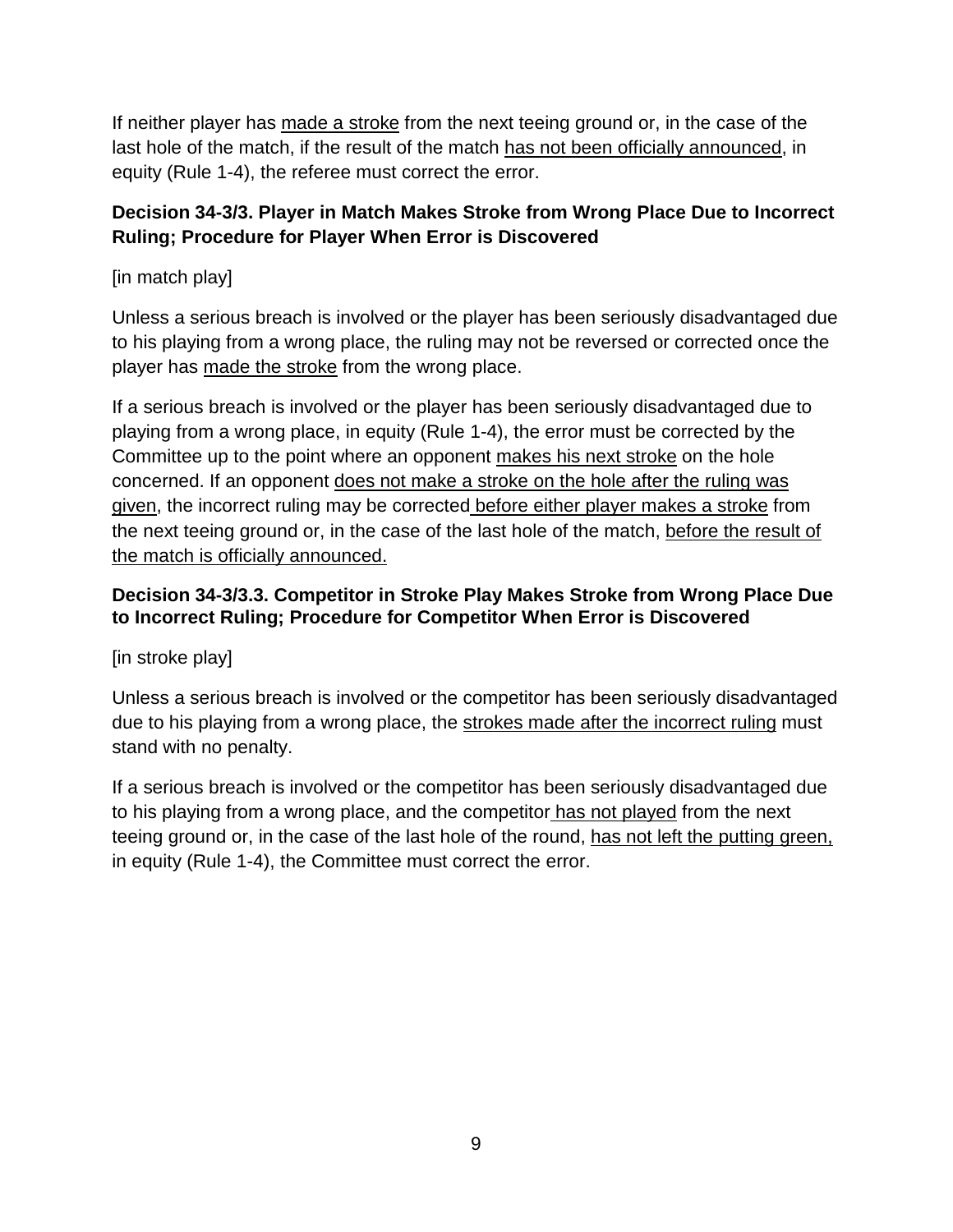If neither player has made a stroke from the next teeing ground or, in the case of the last hole of the match, if the result of the match has not been officially announced, in equity (Rule 1-4), the referee must correct the error.

**Decision 34-3/3. Player in Match Makes Stroke from Wrong Place Due to Incorrect Ruling; Procedure for Player When Error is Discovered**

[in match play]

Unless a serious breach is involved or the player has been seriously disadvantaged due to his playing from a wrong place, the ruling may not be reversed or corrected once the player has made the stroke from the wrong place.

If a serious breach is involved or the player has been seriously disadvantaged due to playing from a wrong place, in equity (Rule 1-4), the error must be corrected by the Committee up to the point where an opponent makes his next stroke on the hole concerned. If an opponent does not make a stroke on the hole after the ruling was given, the incorrect ruling may be corrected before either player makes a stroke from the next teeing ground or, in the case of the last hole of the match, before the result of the match is officially announced.

**Decision 34-3/3.3. Competitor in Stroke Play Makes Stroke from Wrong Place Due to Incorrect Ruling; Procedure for Competitor When Error is Discovered**

[in stroke play]

Unless a serious breach is involved or the competitor has been seriously disadvantaged due to his playing from a wrong place, the strokes made after the incorrect ruling must stand with no penalty.

If a serious breach is involved or the competitor has been seriously disadvantaged due to his playing from a wrong place, and the competitor has not played from the next teeing ground or, in the case of the last hole of the round, has not left the putting green, in equity (Rule 1-4), the Committee must correct the error.